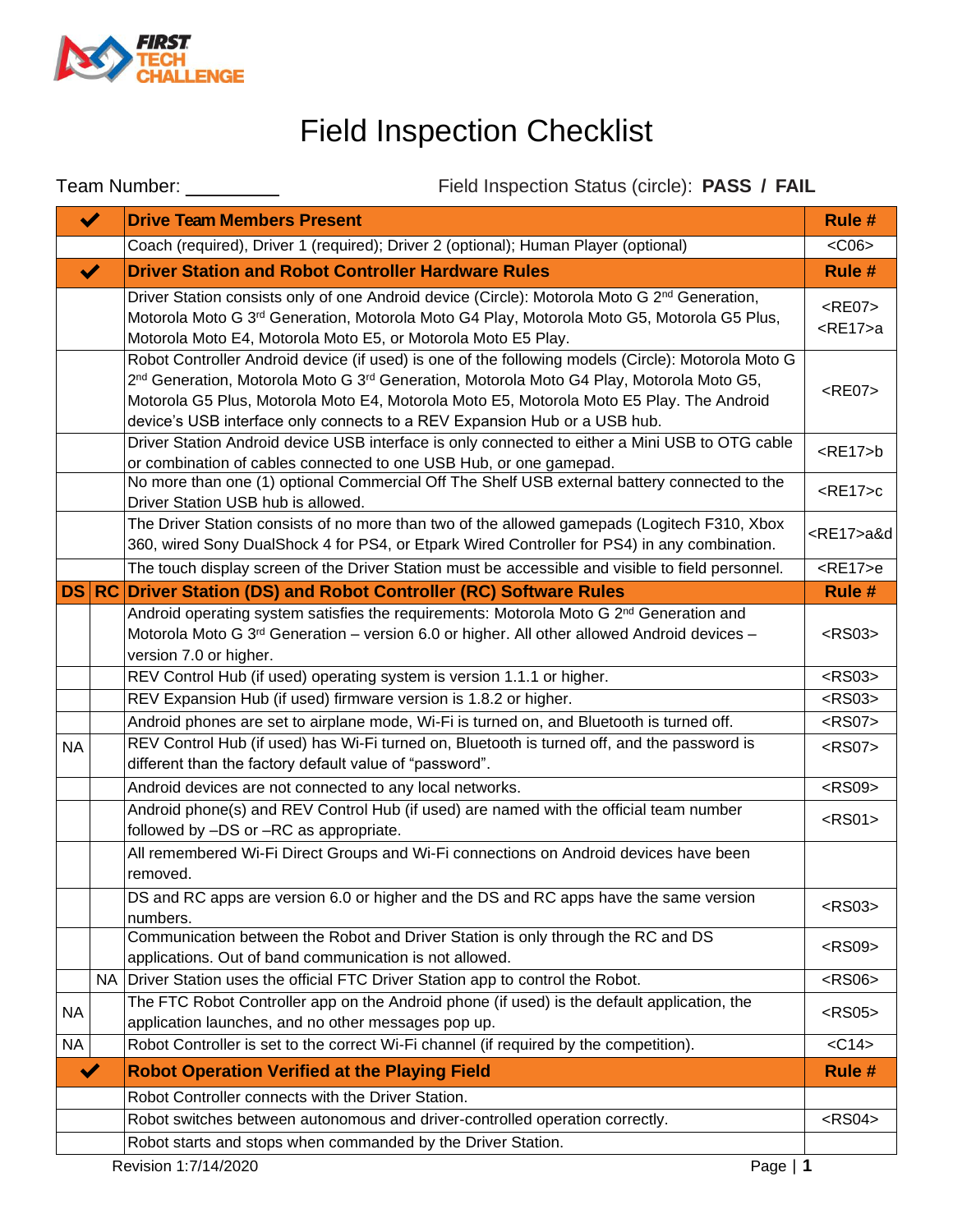# Field Inspection Checklist

Team Number: _________ Field Inspection Status (circle): **PASS / FAIL**

| ✔ | | **Drive Team Members Present** | **Rule #** |
|---|---|---|---|
| | | Coach (required), Driver 1 (required); Driver 2 (optional); Human Player (optional) | <C06> |
| ✔ | | **Driver Station and Robot Controller Hardware Rules** | **Rule #** |
| | | Driver Station consists only of one Android device (Circle): Motorola Moto G 2nd Generation, Motorola Moto G 3rd Generation, Motorola Moto G4 Play, Motorola Moto G5, Motorola G5 Plus, Motorola Moto E4, Motorola Moto E5, or Motorola Moto E5 Play. | <RE07> <RE17>a |
| | | Robot Controller Android device (if used) is one of the following models (Circle): Motorola Moto G 2nd Generation, Motorola Moto G 3rd Generation, Motorola Moto G4 Play, Motorola Moto G5, Motorola G5 Plus, Motorola Moto E4, Motorola Moto E5, Motorola Moto E5 Play. The Android device's USB interface only connects to a REV Expansion Hub or a USB hub. | <RE07> |
| | | Driver Station Android device USB interface is only connected to either a Mini USB to OTG cable or combination of cables connected to one USB Hub, or one gamepad. | <RE17>b |
| | | No more than one (1) optional Commercial Off The Shelf USB external battery connected to the Driver Station USB hub is allowed. | <RE17>c |
| | | The Driver Station consists of no more than two of the allowed gamepads (Logitech F310, Xbox 360, wired Sony DualShock 4 for PS4, or Etpark Wired Controller for PS4) in any combination. | <RE17>a&d |
| | | The touch display screen of the Driver Station must be accessible and visible to field personnel. | <RE17>e |
| **DS** | **RC** | **Driver Station (DS) and Robot Controller (RC) Software Rules** | **Rule #** |
| | | Android operating system satisfies the requirements: Motorola Moto G 2nd Generation and Motorola Moto G 3rd Generation – version 6.0 or higher. All other allowed Android devices – version 7.0 or higher. | <RS03> |
| | | REV Control Hub (if used) operating system is version 1.1.1 or higher. | <RS03> |
| | | REV Expansion Hub (if used) firmware version is 1.8.2 or higher. | <RS03> |
| | | Android phones are set to airplane mode, Wi-Fi is turned on, and Bluetooth is turned off. | <RS07> |
| NA | | REV Control Hub (if used) has Wi-Fi turned on, Bluetooth is turned off, and the password is different than the factory default value of "password". | <RS07> |
| | | Android devices are not connected to any local networks. | <RS09> |
| | | Android phone(s) and REV Control Hub (if used) are named with the official team number followed by –DS or –RC as appropriate. | <RS01> |
| | | All remembered Wi-Fi Direct Groups and Wi-Fi connections on Android devices have been removed. | |
| | | DS and RC apps are version 6.0 or higher and the DS and RC apps have the same version numbers. | <RS03> |
| | | Communication between the Robot and Driver Station is only through the RC and DS applications. Out of band communication is not allowed. | <RS09> |
| | NA | Driver Station uses the official FTC Driver Station app to control the Robot. | <RS06> |
| NA | | The FTC Robot Controller app on the Android phone (if used) is the default application, the application launches, and no other messages pop up. | <RS05> |
| NA | | Robot Controller is set to the correct Wi-Fi channel (if required by the competition). | <C14> |
| ✔ | | **Robot Operation Verified at the Playing Field** | **Rule #** |
| | | Robot Controller connects with the Driver Station. | |
| | | Robot switches between autonomous and driver-controlled operation correctly. | <RS04> |
| | | Robot starts and stops when commanded by the Driver Station. | |

Revision 1:7/14/2020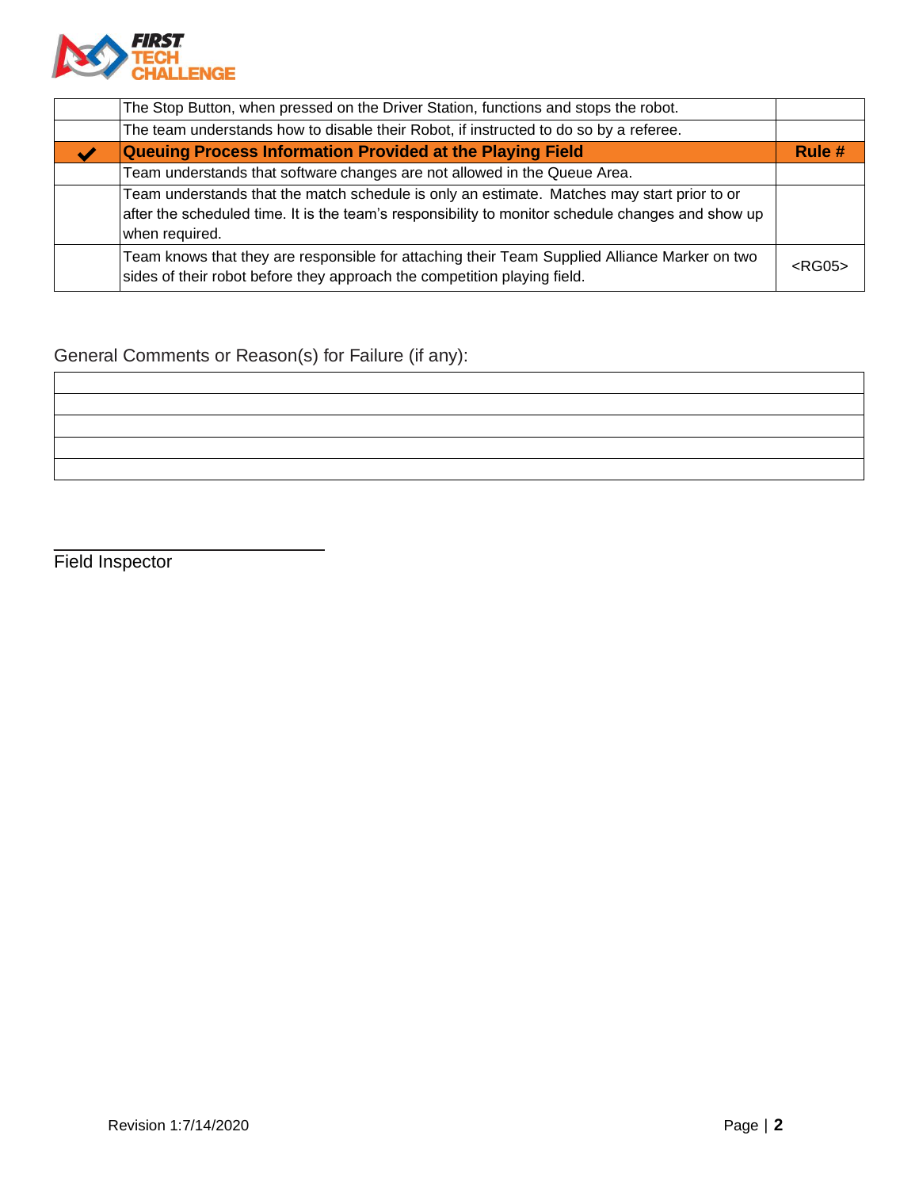| | | |
|---|---|---|
| | The Stop Button, when pressed on the Driver Station, functions and stops the robot. | |
| | The team understands how to disable their Robot, if instructed to do so by a referee. | |
| ✔ | **Queuing Process Information Provided at the Playing Field** | **Rule #** |
| | Team understands that software changes are not allowed in the Queue Area. | |
| | Team understands that the match schedule is only an estimate. Matches may start prior to or after the scheduled time. It is the team's responsibility to monitor schedule changes and show up when required. | |
| | Team knows that they are responsible for attaching their Team Supplied Alliance Marker on two sides of their robot before they approach the competition playing field. | <RG05> |

General Comments or Reason(s) for Failure (if any):

| |
|---|
| |
| |
| |
| |
| |

______________________________

Field Inspector

Revision 1:7/14/2020